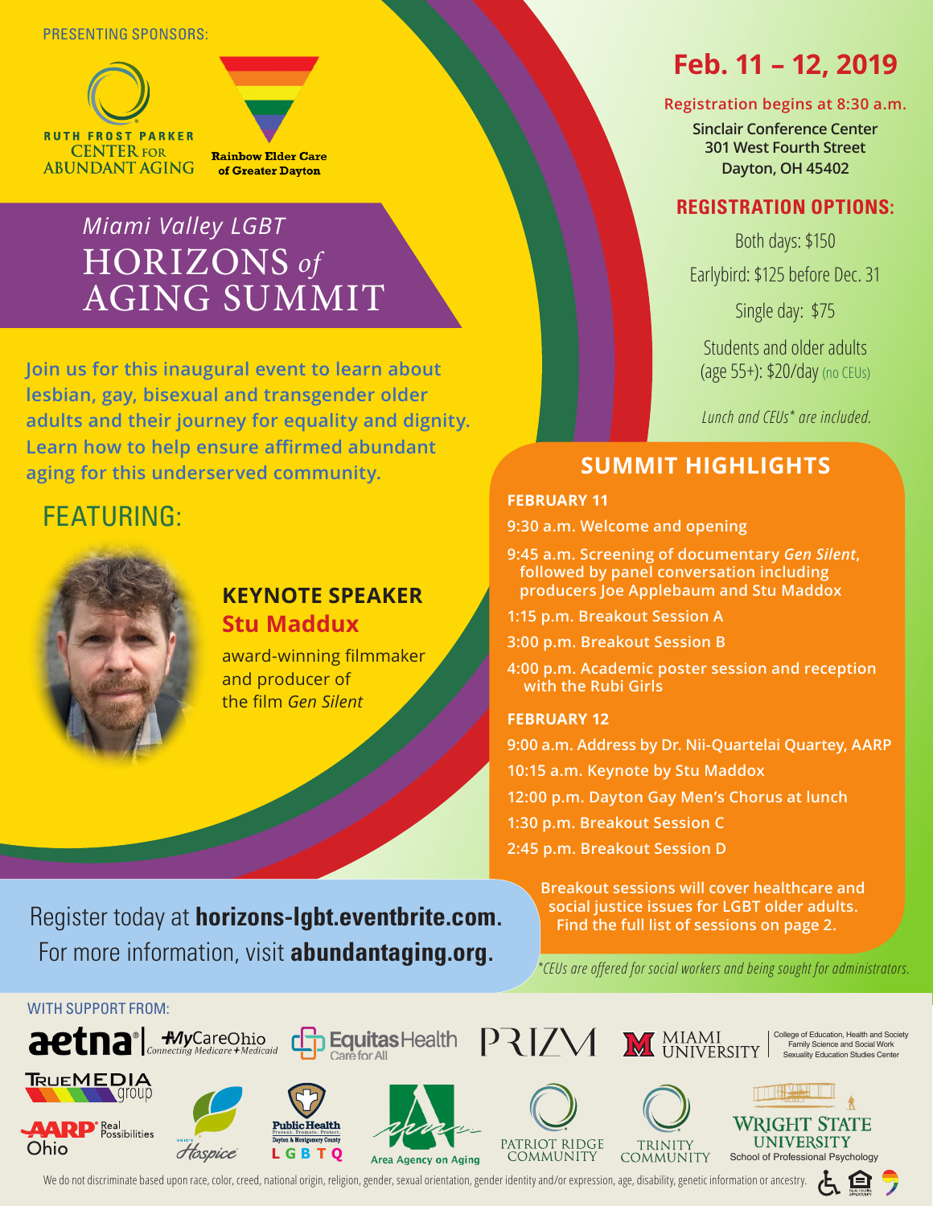PRESENTING SPONSORS:

RUTH FROST PARKER CENTER FOR ABUNDANT AGING

Rainbow Elder Care of Greater Dayton

# *Miami Valley LGBT* HORIZONS *of* AGING SUMMIT

**Join us for this inaugural event to learn about lesbian, gay, bisexual and transgender older adults and their journey for equality and dignity. Learn how to help ensure affirmed abundant aging for this underserved community.**

## FEATURING:

**KEYNOTE SPEAKER**
**Stu Maddux**

award-winning filmmaker and producer of the film *Gen Silent*

## Feb. 11 – 12, 2019

**Registration begins at 8:30 a.m.**

**Sinclair Conference Center**
**301 West Fourth Street**
**Dayton, OH 45402**

## REGISTRATION OPTIONS:

Both days: $150

Earlybird: $125 before Dec. 31

Single day: $75

Students and older adults (age 55+): $20/day (no CEUs)

*Lunch and CEUs* are included.*

## SUMMIT HIGHLIGHTS

**FEBRUARY 11**

- 9:30 a.m. Welcome and opening
- 9:45 a.m. Screening of documentary *Gen Silent*, followed by panel conversation including producers Joe Applebaum and Stu Maddox
- 1:15 p.m. Breakout Session A
- 3:00 p.m. Breakout Session B
- 4:00 p.m. Academic poster session and reception with the Rubi Girls

**FEBRUARY 12**

- 9:00 a.m. Address by Dr. Nii-Quartelai Quartey, AARP
- 10:15 a.m. Keynote by Stu Maddox
- 12:00 p.m. Dayton Gay Men's Chorus at lunch
- 1:30 p.m. Breakout Session C
- 2:45 p.m. Breakout Session D

Breakout sessions will cover healthcare and social justice issues for LGBT older adults. Find the full list of sessions on page 2.

Register today at **horizons-lgbt.eventbrite.com**.
For more information, visit **abundantaging.org**.

*\*CEUs are offered for social workers and being sought for administrators.*

WITH SUPPORT FROM:

aetna | MyCareOhio Connecting Medicare + Medicaid | Equitas Health Care for All | PRIZM | Miami University College of Education, Health and Society Family Science and Social Work Sexuality Education Studies Center | TrueMedia group | AARP Real Possibilities Ohio | Ohio's Hospice | Public Health Prevent. Promote. Protect. Dayton & Montgomery County LGBTQ | Area Agency on Aging | Patriot Ridge Community | Trinity Community | Wright State University School of Professional Psychology

We do not discriminate based upon race, color, creed, national origin, religion, gender, sexual orientation, gender identity and/or expression, age, disability, genetic information or ancestry.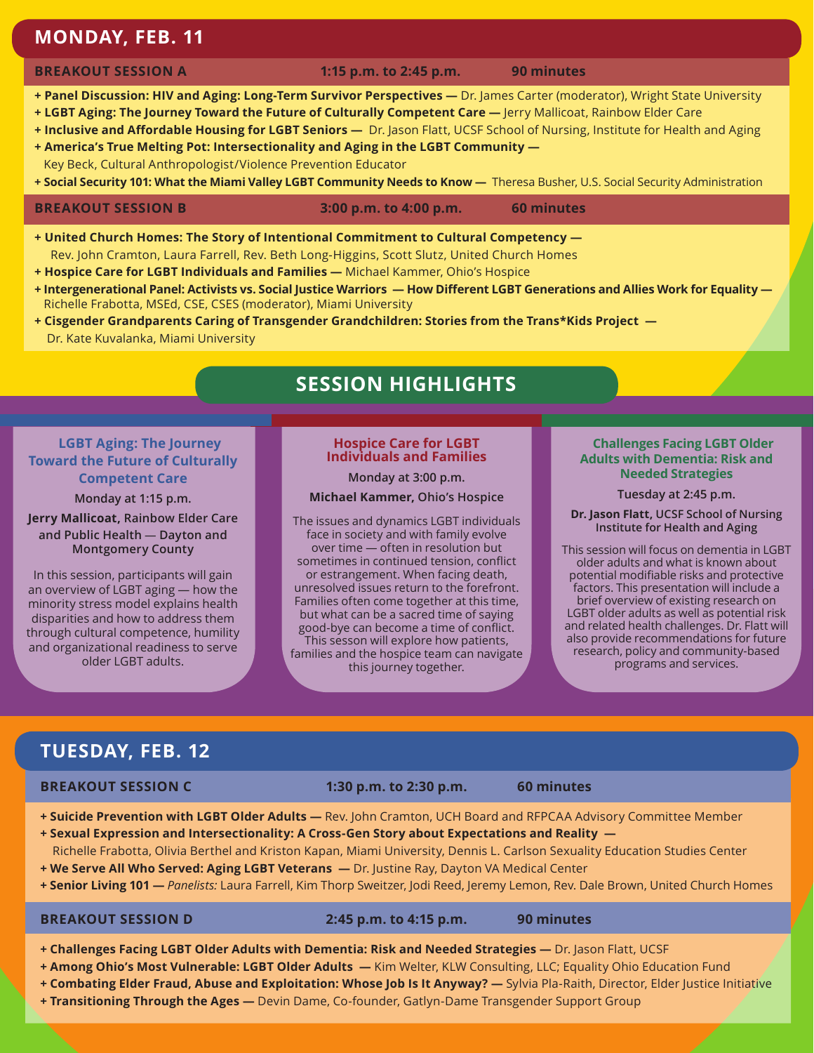## MONDAY, FEB. 11

### BREAKOUT SESSION A — 1:15 p.m. to 2:45 p.m. — 90 minutes

+ **Panel Discussion: HIV and Aging: Long-Term Survivor Perspectives —** Dr. James Carter (moderator), Wright State University
+ **LGBT Aging: The Journey Toward the Future of Culturally Competent Care —** Jerry Mallicoat, Rainbow Elder Care
+ **Inclusive and Affordable Housing for LGBT Seniors —** Dr. Jason Flatt, UCSF School of Nursing, Institute for Health and Aging
+ **America's True Melting Pot: Intersectionality and Aging in the LGBT Community —** Key Beck, Cultural Anthropologist/Violence Prevention Educator
+ **Social Security 101: What the Miami Valley LGBT Community Needs to Know —** Theresa Busher, U.S. Social Security Administration

### BREAKOUT SESSION B — 3:00 p.m. to 4:00 p.m. — 60 minutes

+ **United Church Homes: The Story of Intentional Commitment to Cultural Competency —** Rev. John Cramton, Laura Farrell, Rev. Beth Long-Higgins, Scott Slutz, United Church Homes
+ **Hospice Care for LGBT Individuals and Families —** Michael Kammer, Ohio's Hospice
+ **Intergenerational Panel: Activists vs. Social Justice Warriors — How Different LGBT Generations and Allies Work for Equality —** Richelle Frabotta, MSEd, CSE, CSES (moderator), Miami University
+ **Cisgender Grandparents Caring of Transgender Grandchildren: Stories from the Trans*Kids Project —** Dr. Kate Kuvalanka, Miami University

## SESSION HIGHLIGHTS

### LGBT Aging: The Journey Toward the Future of Culturally Competent Care

**Monday at 1:15 p.m.**

**Jerry Mallicoat, Rainbow Elder Care and Public Health — Dayton and Montgomery County**

In this session, participants will gain an overview of LGBT aging — how the minority stress model explains health disparities and how to address them through cultural competence, humility and organizational readiness to serve older LGBT adults.

### Hospice Care for LGBT Individuals and Families

**Monday at 3:00 p.m.**

**Michael Kammer, Ohio's Hospice**

The issues and dynamics LGBT individuals face in society and with family evolve over time — often in resolution but sometimes in continued tension, conflict or estrangement. When facing death, unresolved issues return to the forefront. Families often come together at this time, but what can be a sacred time of saying good-bye can become a time of conflict. This sesson will explore how patients, families and the hospice team can navigate this journey together.

### Challenges Facing LGBT Older Adults with Dementia: Risk and Needed Strategies

**Tuesday at 2:45 p.m.**

**Dr. Jason Flatt, UCSF School of Nursing Institute for Health and Aging**

This session will focus on dementia in LGBT older adults and what is known about potential modifiable risks and protective factors. This presentation will include a brief overview of existing research on LGBT older adults as well as potential risk and related health challenges. Dr. Flatt will also provide recommendations for future research, policy and community-based programs and services.

## TUESDAY, FEB. 12

### BREAKOUT SESSION C — 1:30 p.m. to 2:30 p.m. — 60 minutes

+ **Suicide Prevention with LGBT Older Adults —** Rev. John Cramton, UCH Board and RFPCAA Advisory Committee Member
+ **Sexual Expression and Intersectionality: A Cross-Gen Story about Expectations and Reality —** Richelle Frabotta, Olivia Berthel and Kriston Kapan, Miami University, Dennis L. Carlson Sexuality Education Studies Center
+ **We Serve All Who Served: Aging LGBT Veterans —** Dr. Justine Ray, Dayton VA Medical Center
+ **Senior Living 101 —** *Panelists:* Laura Farrell, Kim Thorp Sweitzer, Jodi Reed, Jeremy Lemon, Rev. Dale Brown, United Church Homes

### BREAKOUT SESSION D — 2:45 p.m. to 4:15 p.m. — 90 minutes

+ **Challenges Facing LGBT Older Adults with Dementia: Risk and Needed Strategies —** Dr. Jason Flatt, UCSF
+ **Among Ohio's Most Vulnerable: LGBT Older Adults —** Kim Welter, KLW Consulting, LLC; Equality Ohio Education Fund
+ **Combating Elder Fraud, Abuse and Exploitation: Whose Job Is It Anyway? —** Sylvia Pla-Raith, Director, Elder Justice Initiative
+ **Transitioning Through the Ages —** Devin Dame, Co-founder, Gatlyn-Dame Transgender Support Group